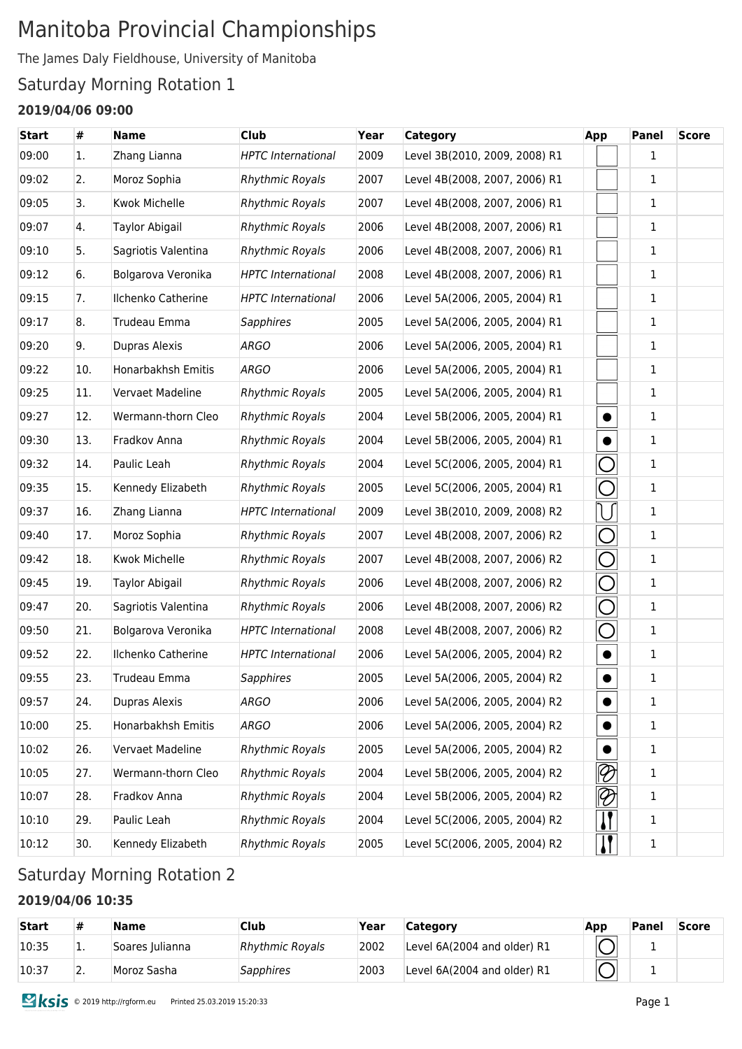# Manitoba Provincial Championships

The James Daly Fieldhouse, University of Manitoba

## Saturday Morning Rotation 1

### 2019/04/06 09:00

| Start | # | Name | Club | Year | Category | App | Panel | Score |
|---|---|---|---|---|---|---|---|---|
| 09:00 | 1. | Zhang Lianna | *HPTC International* | 2009 | Level 3B(2010, 2009, 2008) R1 | | 1 | |
| 09:02 | 2. | Moroz Sophia | *Rhythmic Royals* | 2007 | Level 4B(2008, 2007, 2006) R1 | | 1 | |
| 09:05 | 3. | Kwok Michelle | *Rhythmic Royals* | 2007 | Level 4B(2008, 2007, 2006) R1 | | 1 | |
| 09:07 | 4. | Taylor Abigail | *Rhythmic Royals* | 2006 | Level 4B(2008, 2007, 2006) R1 | | 1 | |
| 09:10 | 5. | Sagriotis Valentina | *Rhythmic Royals* | 2006 | Level 4B(2008, 2007, 2006) R1 | | 1 | |
| 09:12 | 6. | Bolgarova Veronika | *HPTC International* | 2008 | Level 4B(2008, 2007, 2006) R1 | | 1 | |
| 09:15 | 7. | Ilchenko Catherine | *HPTC International* | 2006 | Level 5A(2006, 2005, 2004) R1 | | 1 | |
| 09:17 | 8. | Trudeau Emma | *Sapphires* | 2005 | Level 5A(2006, 2005, 2004) R1 | | 1 | |
| 09:20 | 9. | Dupras Alexis | *ARGO* | 2006 | Level 5A(2006, 2005, 2004) R1 | | 1 | |
| 09:22 | 10. | Honarbakhsh Emitis | *ARGO* | 2006 | Level 5A(2006, 2005, 2004) R1 | | 1 | |
| 09:25 | 11. | Vervaet Madeline | *Rhythmic Royals* | 2005 | Level 5A(2006, 2005, 2004) R1 | | 1 | |
| 09:27 | 12. | Wermann-thorn Cleo | *Rhythmic Royals* | 2004 | Level 5B(2006, 2005, 2004) R1 | ● | 1 | |
| 09:30 | 13. | Fradkov Anna | *Rhythmic Royals* | 2004 | Level 5B(2006, 2005, 2004) R1 | ● | 1 | |
| 09:32 | 14. | Paulic Leah | *Rhythmic Royals* | 2004 | Level 5C(2006, 2005, 2004) R1 | ○ | 1 | |
| 09:35 | 15. | Kennedy Elizabeth | *Rhythmic Royals* | 2005 | Level 5C(2006, 2005, 2004) R1 | ○ | 1 | |
| 09:37 | 16. | Zhang Lianna | *HPTC International* | 2009 | Level 3B(2010, 2009, 2008) R2 | ∪ | 1 | |
| 09:40 | 17. | Moroz Sophia | *Rhythmic Royals* | 2007 | Level 4B(2008, 2007, 2006) R2 | ○ | 1 | |
| 09:42 | 18. | Kwok Michelle | *Rhythmic Royals* | 2007 | Level 4B(2008, 2007, 2006) R2 | ○ | 1 | |
| 09:45 | 19. | Taylor Abigail | *Rhythmic Royals* | 2006 | Level 4B(2008, 2007, 2006) R2 | ○ | 1 | |
| 09:47 | 20. | Sagriotis Valentina | *Rhythmic Royals* | 2006 | Level 4B(2008, 2007, 2006) R2 | ○ | 1 | |
| 09:50 | 21. | Bolgarova Veronika | *HPTC International* | 2008 | Level 4B(2008, 2007, 2006) R2 | ○ | 1 | |
| 09:52 | 22. | Ilchenko Catherine | *HPTC International* | 2006 | Level 5A(2006, 2005, 2004) R2 | ● | 1 | |
| 09:55 | 23. | Trudeau Emma | *Sapphires* | 2005 | Level 5A(2006, 2005, 2004) R2 | ● | 1 | |
| 09:57 | 24. | Dupras Alexis | *ARGO* | 2006 | Level 5A(2006, 2005, 2004) R2 | ● | 1 | |
| 10:00 | 25. | Honarbakhsh Emitis | *ARGO* | 2006 | Level 5A(2006, 2005, 2004) R2 | ● | 1 | |
| 10:02 | 26. | Vervaet Madeline | *Rhythmic Royals* | 2005 | Level 5A(2006, 2005, 2004) R2 | ● | 1 | |
| 10:05 | 27. | Wermann-thorn Cleo | *Rhythmic Royals* | 2004 | Level 5B(2006, 2005, 2004) R2 | ribbon | 1 | |
| 10:07 | 28. | Fradkov Anna | *Rhythmic Royals* | 2004 | Level 5B(2006, 2005, 2004) R2 | ribbon | 1 | |
| 10:10 | 29. | Paulic Leah | *Rhythmic Royals* | 2004 | Level 5C(2006, 2005, 2004) R2 | clubs | 1 | |
| 10:12 | 30. | Kennedy Elizabeth | *Rhythmic Royals* | 2005 | Level 5C(2006, 2005, 2004) R2 | clubs | 1 | |

## Saturday Morning Rotation 2

### 2019/04/06 10:35

| Start | # | Name | Club | Year | Category | App | Panel | Score |
|---|---|---|---|---|---|---|---|---|
| 10:35 | 1. | Soares Julianna | *Rhythmic Royals* | 2002 | Level 6A(2004 and older) R1 | ○ | 1 | |
| 10:37 | 2. | Moroz Sasha | *Sapphires* | 2003 | Level 6A(2004 and older) R1 | ○ | 1 | |

© 2019 http://rgform.eu Printed 25.03.2019 15:20:33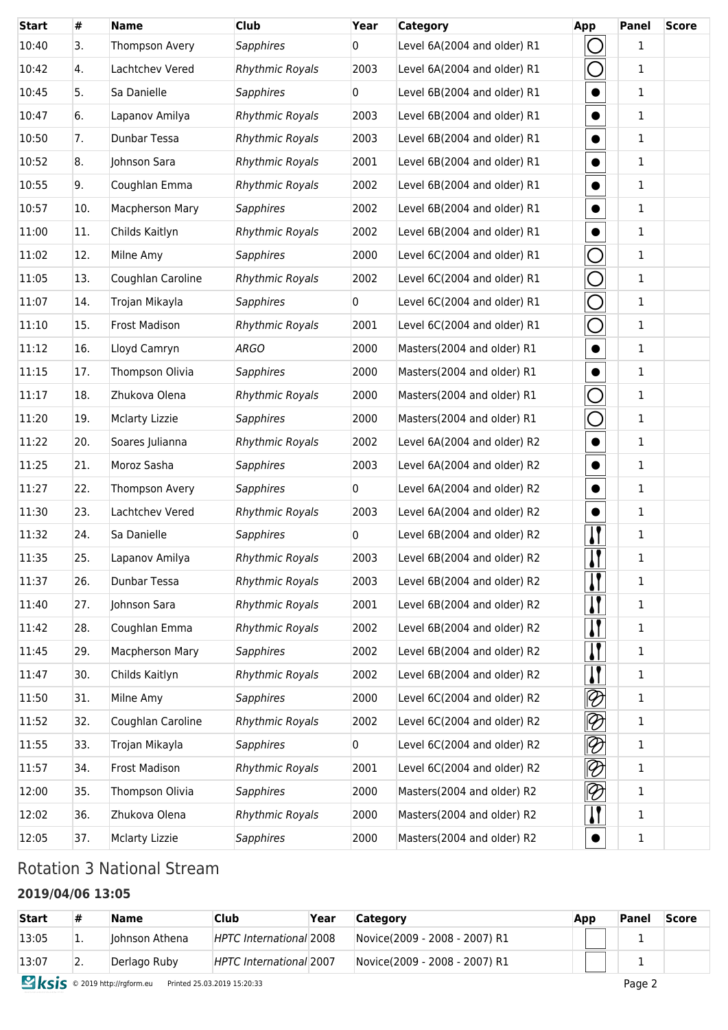| Start | # | Name | Club | Year | Category | App | Panel | Score |
|---|---|---|---|---|---|---|---|---|
| 10:40 | 3. | Thompson Avery | *Sapphires* | 0 | Level 6A(2004 and older) R1 | | 1 | |
| 10:42 | 4. | Lachtchev Vered | *Rhythmic Royals* | 2003 | Level 6A(2004 and older) R1 | | 1 | |
| 10:45 | 5. | Sa Danielle | *Sapphires* | 0 | Level 6B(2004 and older) R1 | | 1 | |
| 10:47 | 6. | Lapanov Amilya | *Rhythmic Royals* | 2003 | Level 6B(2004 and older) R1 | | 1 | |
| 10:50 | 7. | Dunbar Tessa | *Rhythmic Royals* | 2003 | Level 6B(2004 and older) R1 | | 1 | |
| 10:52 | 8. | Johnson Sara | *Rhythmic Royals* | 2001 | Level 6B(2004 and older) R1 | | 1 | |
| 10:55 | 9. | Coughlan Emma | *Rhythmic Royals* | 2002 | Level 6B(2004 and older) R1 | | 1 | |
| 10:57 | 10. | Macpherson Mary | *Sapphires* | 2002 | Level 6B(2004 and older) R1 | | 1 | |
| 11:00 | 11. | Childs Kaitlyn | *Rhythmic Royals* | 2002 | Level 6B(2004 and older) R1 | | 1 | |
| 11:02 | 12. | Milne Amy | *Sapphires* | 2000 | Level 6C(2004 and older) R1 | | 1 | |
| 11:05 | 13. | Coughlan Caroline | *Rhythmic Royals* | 2002 | Level 6C(2004 and older) R1 | | 1 | |
| 11:07 | 14. | Trojan Mikayla | *Sapphires* | 0 | Level 6C(2004 and older) R1 | | 1 | |
| 11:10 | 15. | Frost Madison | *Rhythmic Royals* | 2001 | Level 6C(2004 and older) R1 | | 1 | |
| 11:12 | 16. | Lloyd Camryn | *ARGO* | 2000 | Masters(2004 and older) R1 | | 1 | |
| 11:15 | 17. | Thompson Olivia | *Sapphires* | 2000 | Masters(2004 and older) R1 | | 1 | |
| 11:17 | 18. | Zhukova Olena | *Rhythmic Royals* | 2000 | Masters(2004 and older) R1 | | 1 | |
| 11:20 | 19. | Mclarty Lizzie | *Sapphires* | 2000 | Masters(2004 and older) R1 | | 1 | |
| 11:22 | 20. | Soares Julianna | *Rhythmic Royals* | 2002 | Level 6A(2004 and older) R2 | | 1 | |
| 11:25 | 21. | Moroz Sasha | *Sapphires* | 2003 | Level 6A(2004 and older) R2 | | 1 | |
| 11:27 | 22. | Thompson Avery | *Sapphires* | 0 | Level 6A(2004 and older) R2 | | 1 | |
| 11:30 | 23. | Lachtchev Vered | *Rhythmic Royals* | 2003 | Level 6A(2004 and older) R2 | | 1 | |
| 11:32 | 24. | Sa Danielle | *Sapphires* | 0 | Level 6B(2004 and older) R2 | | 1 | |
| 11:35 | 25. | Lapanov Amilya | *Rhythmic Royals* | 2003 | Level 6B(2004 and older) R2 | | 1 | |
| 11:37 | 26. | Dunbar Tessa | *Rhythmic Royals* | 2003 | Level 6B(2004 and older) R2 | | 1 | |
| 11:40 | 27. | Johnson Sara | *Rhythmic Royals* | 2001 | Level 6B(2004 and older) R2 | | 1 | |
| 11:42 | 28. | Coughlan Emma | *Rhythmic Royals* | 2002 | Level 6B(2004 and older) R2 | | 1 | |
| 11:45 | 29. | Macpherson Mary | *Sapphires* | 2002 | Level 6B(2004 and older) R2 | | 1 | |
| 11:47 | 30. | Childs Kaitlyn | *Rhythmic Royals* | 2002 | Level 6B(2004 and older) R2 | | 1 | |
| 11:50 | 31. | Milne Amy | *Sapphires* | 2000 | Level 6C(2004 and older) R2 | | 1 | |
| 11:52 | 32. | Coughlan Caroline | *Rhythmic Royals* | 2002 | Level 6C(2004 and older) R2 | | 1 | |
| 11:55 | 33. | Trojan Mikayla | *Sapphires* | 0 | Level 6C(2004 and older) R2 | | 1 | |
| 11:57 | 34. | Frost Madison | *Rhythmic Royals* | 2001 | Level 6C(2004 and older) R2 | | 1 | |
| 12:00 | 35. | Thompson Olivia | *Sapphires* | 2000 | Masters(2004 and older) R2 | | 1 | |
| 12:02 | 36. | Zhukova Olena | *Rhythmic Royals* | 2000 | Masters(2004 and older) R2 | | 1 | |
| 12:05 | 37. | Mclarty Lizzie | *Sapphires* | 2000 | Masters(2004 and older) R2 | | 1 | |

## Rotation 3 National Stream

### 2019/04/06 13:05

| Start | # | Name | Club | Year | Category | App | Panel | Score |
|---|---|---|---|---|---|---|---|---|
| 13:05 | 1. | Johnson Athena | *HPTC International* | 2008 | Novice(2009 - 2008 - 2007) R1 | | 1 | |
| 13:07 | 2. | Derlago Ruby | *HPTC International* | 2007 | Novice(2009 - 2008 - 2007) R1 | | 1 | |

© 2019 http://rgform.eu Printed 25.03.2019 15:20:33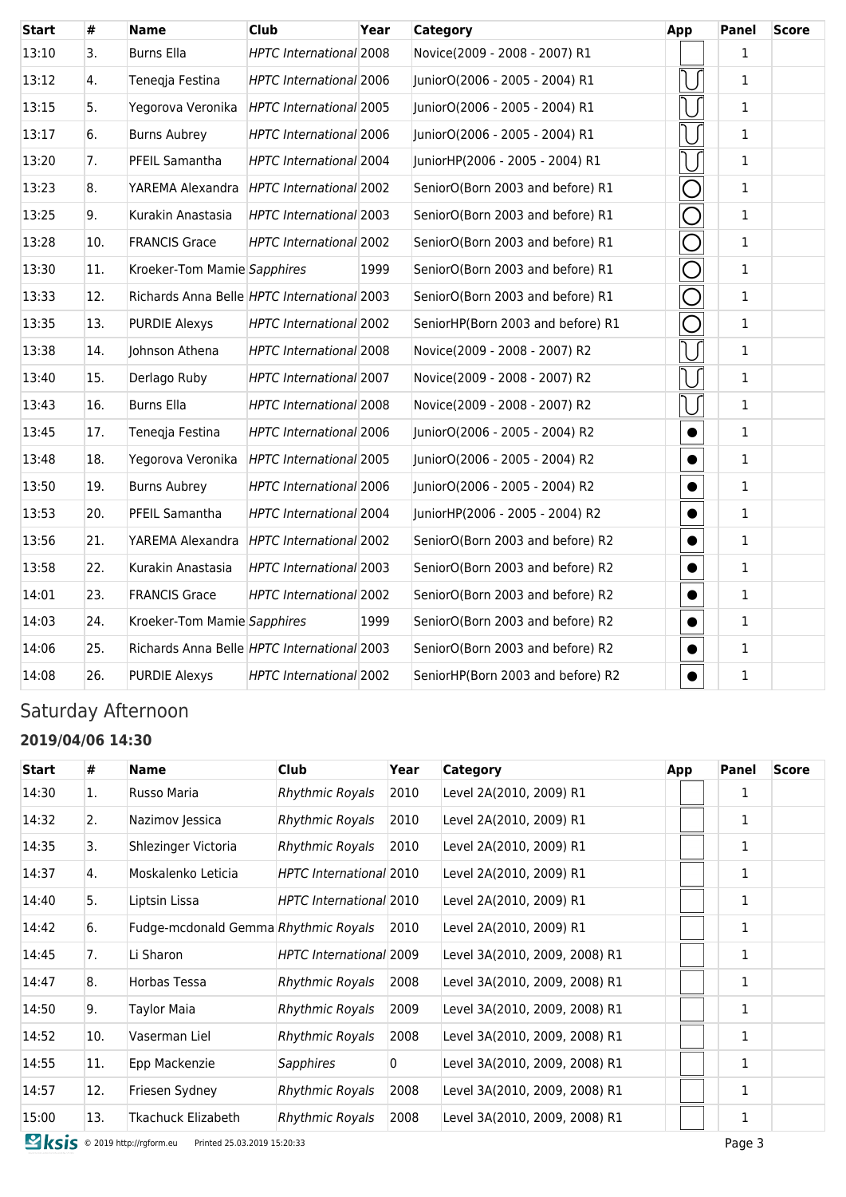| Start | # | Name | Club | Year | Category | App | Panel | Score |
|---|---|---|---|---|---|---|---|---|
| 13:10 | 3. | Burns Ella | *HPTC International* | 2008 | Novice(2009 - 2008 - 2007) R1 | | 1 | |
| 13:12 | 4. | Teneqja Festina | *HPTC International* | 2006 | JuniorO(2006 - 2005 - 2004) R1 | | 1 | |
| 13:15 | 5. | Yegorova Veronika | *HPTC International* | 2005 | JuniorO(2006 - 2005 - 2004) R1 | | 1 | |
| 13:17 | 6. | Burns Aubrey | *HPTC International* | 2006 | JuniorO(2006 - 2005 - 2004) R1 | | 1 | |
| 13:20 | 7. | PFEIL Samantha | *HPTC International* | 2004 | JuniorHP(2006 - 2005 - 2004) R1 | | 1 | |
| 13:23 | 8. | YAREMA Alexandra | *HPTC International* | 2002 | SeniorO(Born 2003 and before) R1 | | 1 | |
| 13:25 | 9. | Kurakin Anastasia | *HPTC International* | 2003 | SeniorO(Born 2003 and before) R1 | | 1 | |
| 13:28 | 10. | FRANCIS Grace | *HPTC International* | 2002 | SeniorO(Born 2003 and before) R1 | | 1 | |
| 13:30 | 11. | Kroeker-Tom Mamie | *Sapphires* | 1999 | SeniorO(Born 2003 and before) R1 | | 1 | |
| 13:33 | 12. | Richards Anna Belle | *HPTC International* | 2003 | SeniorO(Born 2003 and before) R1 | | 1 | |
| 13:35 | 13. | PURDIE Alexys | *HPTC International* | 2002 | SeniorHP(Born 2003 and before) R1 | | 1 | |
| 13:38 | 14. | Johnson Athena | *HPTC International* | 2008 | Novice(2009 - 2008 - 2007) R2 | | 1 | |
| 13:40 | 15. | Derlago Ruby | *HPTC International* | 2007 | Novice(2009 - 2008 - 2007) R2 | | 1 | |
| 13:43 | 16. | Burns Ella | *HPTC International* | 2008 | Novice(2009 - 2008 - 2007) R2 | | 1 | |
| 13:45 | 17. | Teneqja Festina | *HPTC International* | 2006 | JuniorO(2006 - 2005 - 2004) R2 | | 1 | |
| 13:48 | 18. | Yegorova Veronika | *HPTC International* | 2005 | JuniorO(2006 - 2005 - 2004) R2 | | 1 | |
| 13:50 | 19. | Burns Aubrey | *HPTC International* | 2006 | JuniorO(2006 - 2005 - 2004) R2 | | 1 | |
| 13:53 | 20. | PFEIL Samantha | *HPTC International* | 2004 | JuniorHP(2006 - 2005 - 2004) R2 | | 1 | |
| 13:56 | 21. | YAREMA Alexandra | *HPTC International* | 2002 | SeniorO(Born 2003 and before) R2 | | 1 | |
| 13:58 | 22. | Kurakin Anastasia | *HPTC International* | 2003 | SeniorO(Born 2003 and before) R2 | | 1 | |
| 14:01 | 23. | FRANCIS Grace | *HPTC International* | 2002 | SeniorO(Born 2003 and before) R2 | | 1 | |
| 14:03 | 24. | Kroeker-Tom Mamie | *Sapphires* | 1999 | SeniorO(Born 2003 and before) R2 | | 1 | |
| 14:06 | 25. | Richards Anna Belle | *HPTC International* | 2003 | SeniorO(Born 2003 and before) R2 | | 1 | |
| 14:08 | 26. | PURDIE Alexys | *HPTC International* | 2002 | SeniorHP(Born 2003 and before) R2 | | 1 | |

## Saturday Afternoon

### 2019/04/06 14:30

| Start | # | Name | Club | Year | Category | App | Panel | Score |
|---|---|---|---|---|---|---|---|---|
| 14:30 | 1. | Russo Maria | *Rhythmic Royals* | 2010 | Level 2A(2010, 2009) R1 | | 1 | |
| 14:32 | 2. | Nazimov Jessica | *Rhythmic Royals* | 2010 | Level 2A(2010, 2009) R1 | | 1 | |
| 14:35 | 3. | Shlezinger Victoria | *Rhythmic Royals* | 2010 | Level 2A(2010, 2009) R1 | | 1 | |
| 14:37 | 4. | Moskalenko Leticia | *HPTC International* | 2010 | Level 2A(2010, 2009) R1 | | 1 | |
| 14:40 | 5. | Liptsin Lissa | *HPTC International* | 2010 | Level 2A(2010, 2009) R1 | | 1 | |
| 14:42 | 6. | Fudge-mcdonald Gemma | *Rhythmic Royals* | 2010 | Level 2A(2010, 2009) R1 | | 1 | |
| 14:45 | 7. | Li Sharon | *HPTC International* | 2009 | Level 3A(2010, 2009, 2008) R1 | | 1 | |
| 14:47 | 8. | Horbas Tessa | *Rhythmic Royals* | 2008 | Level 3A(2010, 2009, 2008) R1 | | 1 | |
| 14:50 | 9. | Taylor Maia | *Rhythmic Royals* | 2009 | Level 3A(2010, 2009, 2008) R1 | | 1 | |
| 14:52 | 10. | Vaserman Liel | *Rhythmic Royals* | 2008 | Level 3A(2010, 2009, 2008) R1 | | 1 | |
| 14:55 | 11. | Epp Mackenzie | *Sapphires* | 0 | Level 3A(2010, 2009, 2008) R1 | | 1 | |
| 14:57 | 12. | Friesen Sydney | *Rhythmic Royals* | 2008 | Level 3A(2010, 2009, 2008) R1 | | 1 | |
| 15:00 | 13. | Tkachuck Elizabeth | *Rhythmic Royals* | 2008 | Level 3A(2010, 2009, 2008) R1 | | 1 | |

© 2019 http://rgform.eu Printed 25.03.2019 15:20:33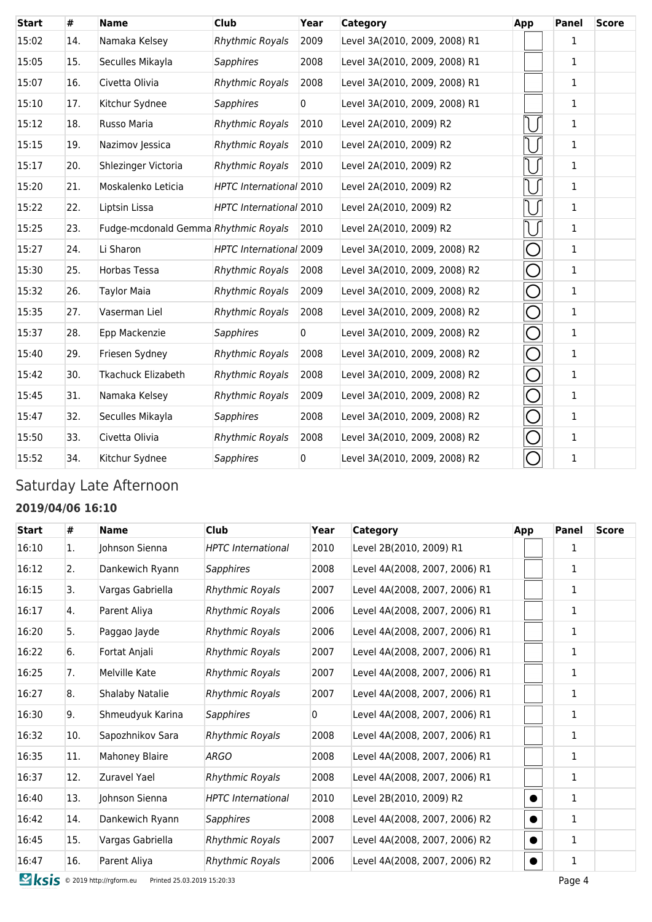| Start | # | Name | Club | Year | Category | App | Panel | Score |
|---|---|---|---|---|---|---|---|---|
| 15:02 | 14. | Namaka Kelsey | *Rhythmic Royals* | 2009 | Level 3A(2010, 2009, 2008) R1 | | 1 | |
| 15:05 | 15. | Seculles Mikayla | *Sapphires* | 2008 | Level 3A(2010, 2009, 2008) R1 | | 1 | |
| 15:07 | 16. | Civetta Olivia | *Rhythmic Royals* | 2008 | Level 3A(2010, 2009, 2008) R1 | | 1 | |
| 15:10 | 17. | Kitchur Sydnee | *Sapphires* | 0 | Level 3A(2010, 2009, 2008) R1 | | 1 | |
| 15:12 | 18. | Russo Maria | *Rhythmic Royals* | 2010 | Level 2A(2010, 2009) R2 | | 1 | |
| 15:15 | 19. | Nazimov Jessica | *Rhythmic Royals* | 2010 | Level 2A(2010, 2009) R2 | | 1 | |
| 15:17 | 20. | Shlezinger Victoria | *Rhythmic Royals* | 2010 | Level 2A(2010, 2009) R2 | | 1 | |
| 15:20 | 21. | Moskalenko Leticia | *HPTC International* | 2010 | Level 2A(2010, 2009) R2 | | 1 | |
| 15:22 | 22. | Liptsin Lissa | *HPTC International* | 2010 | Level 2A(2010, 2009) R2 | | 1 | |
| 15:25 | 23. | Fudge-mcdonald Gemma | *Rhythmic Royals* | 2010 | Level 2A(2010, 2009) R2 | | 1 | |
| 15:27 | 24. | Li Sharon | *HPTC International* | 2009 | Level 3A(2010, 2009, 2008) R2 | | 1 | |
| 15:30 | 25. | Horbas Tessa | *Rhythmic Royals* | 2008 | Level 3A(2010, 2009, 2008) R2 | | 1 | |
| 15:32 | 26. | Taylor Maia | *Rhythmic Royals* | 2009 | Level 3A(2010, 2009, 2008) R2 | | 1 | |
| 15:35 | 27. | Vaserman Liel | *Rhythmic Royals* | 2008 | Level 3A(2010, 2009, 2008) R2 | | 1 | |
| 15:37 | 28. | Epp Mackenzie | *Sapphires* | 0 | Level 3A(2010, 2009, 2008) R2 | | 1 | |
| 15:40 | 29. | Friesen Sydney | *Rhythmic Royals* | 2008 | Level 3A(2010, 2009, 2008) R2 | | 1 | |
| 15:42 | 30. | Tkachuck Elizabeth | *Rhythmic Royals* | 2008 | Level 3A(2010, 2009, 2008) R2 | | 1 | |
| 15:45 | 31. | Namaka Kelsey | *Rhythmic Royals* | 2009 | Level 3A(2010, 2009, 2008) R2 | | 1 | |
| 15:47 | 32. | Seculles Mikayla | *Sapphires* | 2008 | Level 3A(2010, 2009, 2008) R2 | | 1 | |
| 15:50 | 33. | Civetta Olivia | *Rhythmic Royals* | 2008 | Level 3A(2010, 2009, 2008) R2 | | 1 | |
| 15:52 | 34. | Kitchur Sydnee | *Sapphires* | 0 | Level 3A(2010, 2009, 2008) R2 | | 1 | |

## Saturday Late Afternoon

### 2019/04/06 16:10

| Start | # | Name | Club | Year | Category | App | Panel | Score |
|---|---|---|---|---|---|---|---|---|
| 16:10 | 1. | Johnson Sienna | *HPTC International* | 2010 | Level 2B(2010, 2009) R1 | | 1 | |
| 16:12 | 2. | Dankewich Ryann | *Sapphires* | 2008 | Level 4A(2008, 2007, 2006) R1 | | 1 | |
| 16:15 | 3. | Vargas Gabriella | *Rhythmic Royals* | 2007 | Level 4A(2008, 2007, 2006) R1 | | 1 | |
| 16:17 | 4. | Parent Aliya | *Rhythmic Royals* | 2006 | Level 4A(2008, 2007, 2006) R1 | | 1 | |
| 16:20 | 5. | Paggao Jayde | *Rhythmic Royals* | 2006 | Level 4A(2008, 2007, 2006) R1 | | 1 | |
| 16:22 | 6. | Fortat Anjali | *Rhythmic Royals* | 2007 | Level 4A(2008, 2007, 2006) R1 | | 1 | |
| 16:25 | 7. | Melville Kate | *Rhythmic Royals* | 2007 | Level 4A(2008, 2007, 2006) R1 | | 1 | |
| 16:27 | 8. | Shalaby Natalie | *Rhythmic Royals* | 2007 | Level 4A(2008, 2007, 2006) R1 | | 1 | |
| 16:30 | 9. | Shmeudyuk Karina | *Sapphires* | 0 | Level 4A(2008, 2007, 2006) R1 | | 1 | |
| 16:32 | 10. | Sapozhnikov Sara | *Rhythmic Royals* | 2008 | Level 4A(2008, 2007, 2006) R1 | | 1 | |
| 16:35 | 11. | Mahoney Blaire | *ARGO* | 2008 | Level 4A(2008, 2007, 2006) R1 | | 1 | |
| 16:37 | 12. | Zuravel Yael | *Rhythmic Royals* | 2008 | Level 4A(2008, 2007, 2006) R1 | | 1 | |
| 16:40 | 13. | Johnson Sienna | *HPTC International* | 2010 | Level 2B(2010, 2009) R2 | | 1 | |
| 16:42 | 14. | Dankewich Ryann | *Sapphires* | 2008 | Level 4A(2008, 2007, 2006) R2 | | 1 | |
| 16:45 | 15. | Vargas Gabriella | *Rhythmic Royals* | 2007 | Level 4A(2008, 2007, 2006) R2 | | 1 | |
| 16:47 | 16. | Parent Aliya | *Rhythmic Royals* | 2006 | Level 4A(2008, 2007, 2006) R2 | | 1 | |

© 2019 http://rgform.eu Printed 25.03.2019 15:20:33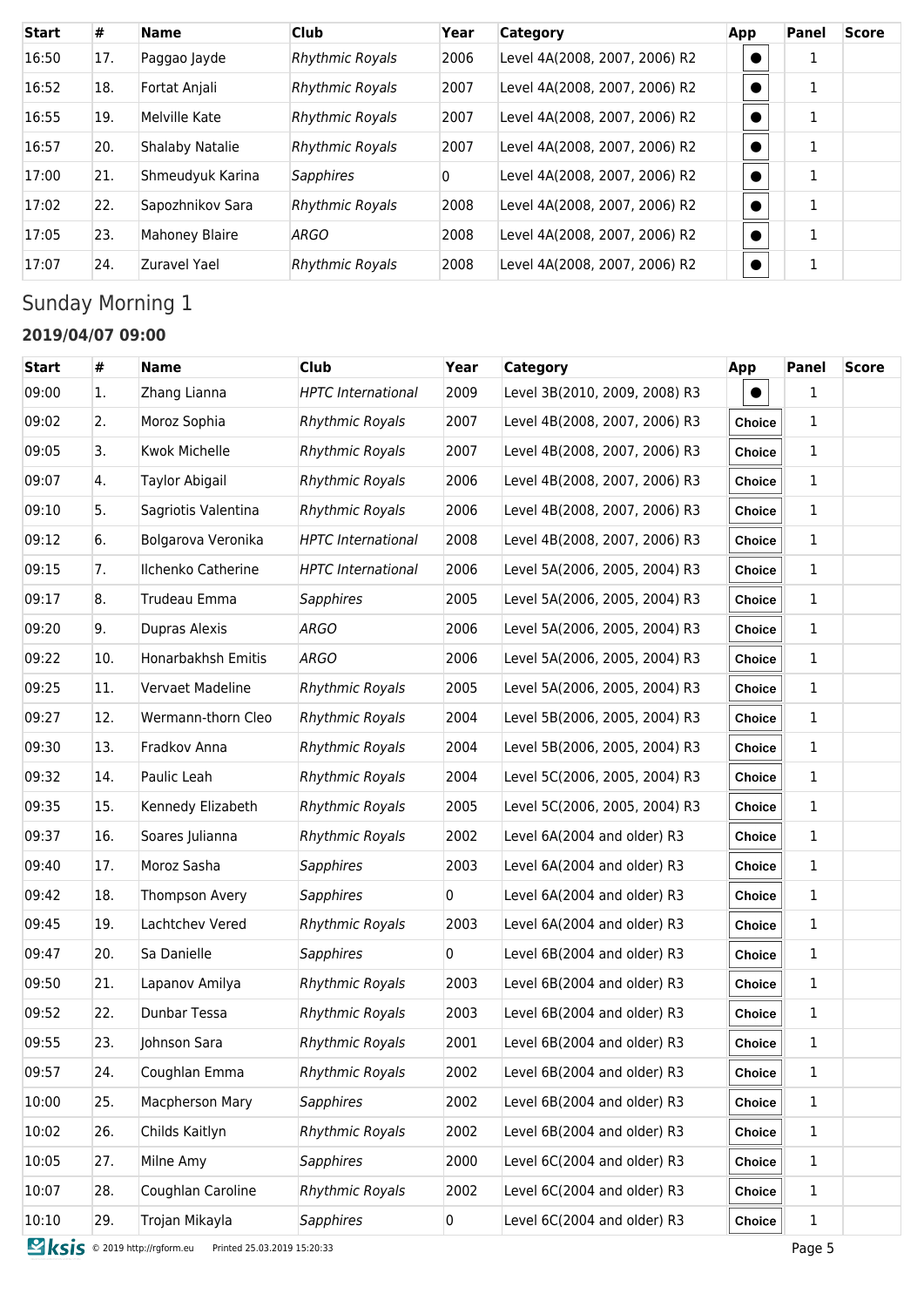| Start | # | Name | Club | Year | Category | App | Panel | Score |
|---|---|---|---|---|---|---|---|---|
| 16:50 | 17. | Paggao Jayde | *Rhythmic Royals* | 2006 | Level 4A(2008, 2007, 2006) R2 | ● | 1 | |
| 16:52 | 18. | Fortat Anjali | *Rhythmic Royals* | 2007 | Level 4A(2008, 2007, 2006) R2 | ● | 1 | |
| 16:55 | 19. | Melville Kate | *Rhythmic Royals* | 2007 | Level 4A(2008, 2007, 2006) R2 | ● | 1 | |
| 16:57 | 20. | Shalaby Natalie | *Rhythmic Royals* | 2007 | Level 4A(2008, 2007, 2006) R2 | ● | 1 | |
| 17:00 | 21. | Shmeudyuk Karina | *Sapphires* | 0 | Level 4A(2008, 2007, 2006) R2 | ● | 1 | |
| 17:02 | 22. | Sapozhnikov Sara | *Rhythmic Royals* | 2008 | Level 4A(2008, 2007, 2006) R2 | ● | 1 | |
| 17:05 | 23. | Mahoney Blaire | *ARGO* | 2008 | Level 4A(2008, 2007, 2006) R2 | ● | 1 | |
| 17:07 | 24. | Zuravel Yael | *Rhythmic Royals* | 2008 | Level 4A(2008, 2007, 2006) R2 | ● | 1 | |

## Sunday Morning 1

### 2019/04/07 09:00

| Start | # | Name | Club | Year | Category | App | Panel | Score |
|---|---|---|---|---|---|---|---|---|
| 09:00 | 1. | Zhang Lianna | *HPTC International* | 2009 | Level 3B(2010, 2009, 2008) R3 | ● | 1 | |
| 09:02 | 2. | Moroz Sophia | *Rhythmic Royals* | 2007 | Level 4B(2008, 2007, 2006) R3 | Choice | 1 | |
| 09:05 | 3. | Kwok Michelle | *Rhythmic Royals* | 2007 | Level 4B(2008, 2007, 2006) R3 | Choice | 1 | |
| 09:07 | 4. | Taylor Abigail | *Rhythmic Royals* | 2006 | Level 4B(2008, 2007, 2006) R3 | Choice | 1 | |
| 09:10 | 5. | Sagriotis Valentina | *Rhythmic Royals* | 2006 | Level 4B(2008, 2007, 2006) R3 | Choice | 1 | |
| 09:12 | 6. | Bolgarova Veronika | *HPTC International* | 2008 | Level 4B(2008, 2007, 2006) R3 | Choice | 1 | |
| 09:15 | 7. | Ilchenko Catherine | *HPTC International* | 2006 | Level 5A(2006, 2005, 2004) R3 | Choice | 1 | |
| 09:17 | 8. | Trudeau Emma | *Sapphires* | 2005 | Level 5A(2006, 2005, 2004) R3 | Choice | 1 | |
| 09:20 | 9. | Dupras Alexis | *ARGO* | 2006 | Level 5A(2006, 2005, 2004) R3 | Choice | 1 | |
| 09:22 | 10. | Honarbakhsh Emitis | *ARGO* | 2006 | Level 5A(2006, 2005, 2004) R3 | Choice | 1 | |
| 09:25 | 11. | Vervaet Madeline | *Rhythmic Royals* | 2005 | Level 5A(2006, 2005, 2004) R3 | Choice | 1 | |
| 09:27 | 12. | Wermann-thorn Cleo | *Rhythmic Royals* | 2004 | Level 5B(2006, 2005, 2004) R3 | Choice | 1 | |
| 09:30 | 13. | Fradkov Anna | *Rhythmic Royals* | 2004 | Level 5B(2006, 2005, 2004) R3 | Choice | 1 | |
| 09:32 | 14. | Paulic Leah | *Rhythmic Royals* | 2004 | Level 5C(2006, 2005, 2004) R3 | Choice | 1 | |
| 09:35 | 15. | Kennedy Elizabeth | *Rhythmic Royals* | 2005 | Level 5C(2006, 2005, 2004) R3 | Choice | 1 | |
| 09:37 | 16. | Soares Julianna | *Rhythmic Royals* | 2002 | Level 6A(2004 and older) R3 | Choice | 1 | |
| 09:40 | 17. | Moroz Sasha | *Sapphires* | 2003 | Level 6A(2004 and older) R3 | Choice | 1 | |
| 09:42 | 18. | Thompson Avery | *Sapphires* | 0 | Level 6A(2004 and older) R3 | Choice | 1 | |
| 09:45 | 19. | Lachtchev Vered | *Rhythmic Royals* | 2003 | Level 6A(2004 and older) R3 | Choice | 1 | |
| 09:47 | 20. | Sa Danielle | *Sapphires* | 0 | Level 6B(2004 and older) R3 | Choice | 1 | |
| 09:50 | 21. | Lapanov Amilya | *Rhythmic Royals* | 2003 | Level 6B(2004 and older) R3 | Choice | 1 | |
| 09:52 | 22. | Dunbar Tessa | *Rhythmic Royals* | 2003 | Level 6B(2004 and older) R3 | Choice | 1 | |
| 09:55 | 23. | Johnson Sara | *Rhythmic Royals* | 2001 | Level 6B(2004 and older) R3 | Choice | 1 | |
| 09:57 | 24. | Coughlan Emma | *Rhythmic Royals* | 2002 | Level 6B(2004 and older) R3 | Choice | 1 | |
| 10:00 | 25. | Macpherson Mary | *Sapphires* | 2002 | Level 6B(2004 and older) R3 | Choice | 1 | |
| 10:02 | 26. | Childs Kaitlyn | *Rhythmic Royals* | 2002 | Level 6B(2004 and older) R3 | Choice | 1 | |
| 10:05 | 27. | Milne Amy | *Sapphires* | 2000 | Level 6C(2004 and older) R3 | Choice | 1 | |
| 10:07 | 28. | Coughlan Caroline | *Rhythmic Royals* | 2002 | Level 6C(2004 and older) R3 | Choice | 1 | |
| 10:10 | 29. | Trojan Mikayla | *Sapphires* | 0 | Level 6C(2004 and older) R3 | Choice | 1 | |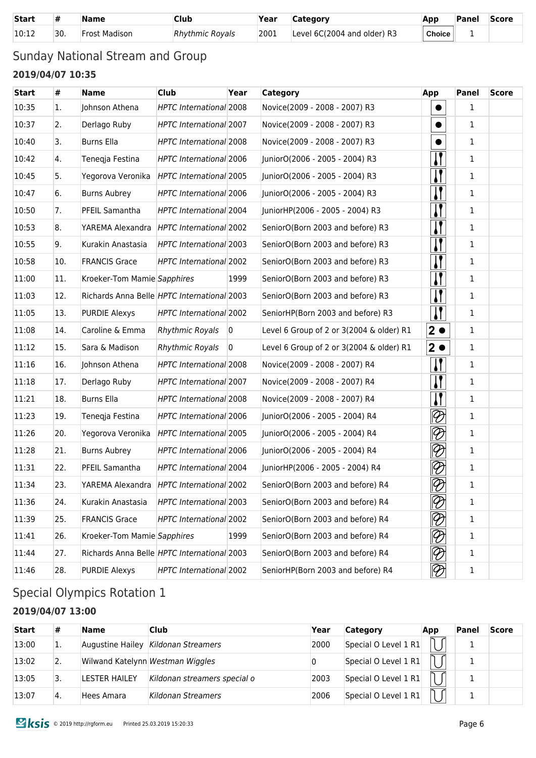| Start | # | Name | Club | Year | Category | App | Panel | Score |
|---|---|---|---|---|---|---|---|---|
| 10:12 | 30. | Frost Madison | *Rhythmic Royals* | 2001 | Level 6C(2004 and older) R3 | Choice | 1 | |

## Sunday National Stream and Group

### 2019/04/07 10:35

| Start | # | Name | Club | Year | Category | App | Panel | Score |
|---|---|---|---|---|---|---|---|---|
| 10:35 | 1. | Johnson Athena | *HPTC International* | 2008 | Novice(2009 - 2008 - 2007) R3 | ● | 1 | |
| 10:37 | 2. | Derlago Ruby | *HPTC International* | 2007 | Novice(2009 - 2008 - 2007) R3 | ● | 1 | |
| 10:40 | 3. | Burns Ella | *HPTC International* | 2008 | Novice(2009 - 2008 - 2007) R3 | ● | 1 | |
| 10:42 | 4. | Teneqja Festina | *HPTC International* | 2006 | JuniorO(2006 - 2005 - 2004) R3 | | 1 | |
| 10:45 | 5. | Yegorova Veronika | *HPTC International* | 2005 | JuniorO(2006 - 2005 - 2004) R3 | | 1 | |
| 10:47 | 6. | Burns Aubrey | *HPTC International* | 2006 | JuniorO(2006 - 2005 - 2004) R3 | | 1 | |
| 10:50 | 7. | PFEIL Samantha | *HPTC International* | 2004 | JuniorHP(2006 - 2005 - 2004) R3 | | 1 | |
| 10:53 | 8. | YAREMA Alexandra | *HPTC International* | 2002 | SeniorO(Born 2003 and before) R3 | | 1 | |
| 10:55 | 9. | Kurakin Anastasia | *HPTC International* | 2003 | SeniorO(Born 2003 and before) R3 | | 1 | |
| 10:58 | 10. | FRANCIS Grace | *HPTC International* | 2002 | SeniorO(Born 2003 and before) R3 | | 1 | |
| 11:00 | 11. | Kroeker-Tom Mamie | *Sapphires* | 1999 | SeniorO(Born 2003 and before) R3 | | 1 | |
| 11:03 | 12. | Richards Anna Belle | *HPTC International* | 2003 | SeniorO(Born 2003 and before) R3 | | 1 | |
| 11:05 | 13. | PURDIE Alexys | *HPTC International* | 2002 | SeniorHP(Born 2003 and before) R3 | | 1 | |
| 11:08 | 14. | Caroline & Emma | *Rhythmic Royals* | 0 | Level 6 Group of 2 or 3(2004 & older) R1 | 2 ● | 1 | |
| 11:12 | 15. | Sara & Madison | *Rhythmic Royals* | 0 | Level 6 Group of 2 or 3(2004 & older) R1 | 2 ● | 1 | |
| 11:16 | 16. | Johnson Athena | *HPTC International* | 2008 | Novice(2009 - 2008 - 2007) R4 | | 1 | |
| 11:18 | 17. | Derlago Ruby | *HPTC International* | 2007 | Novice(2009 - 2008 - 2007) R4 | | 1 | |
| 11:21 | 18. | Burns Ella | *HPTC International* | 2008 | Novice(2009 - 2008 - 2007) R4 | | 1 | |
| 11:23 | 19. | Teneqja Festina | *HPTC International* | 2006 | JuniorO(2006 - 2005 - 2004) R4 | | 1 | |
| 11:26 | 20. | Yegorova Veronika | *HPTC International* | 2005 | JuniorO(2006 - 2005 - 2004) R4 | | 1 | |
| 11:28 | 21. | Burns Aubrey | *HPTC International* | 2006 | JuniorO(2006 - 2005 - 2004) R4 | | 1 | |
| 11:31 | 22. | PFEIL Samantha | *HPTC International* | 2004 | JuniorHP(2006 - 2005 - 2004) R4 | | 1 | |
| 11:34 | 23. | YAREMA Alexandra | *HPTC International* | 2002 | SeniorO(Born 2003 and before) R4 | | 1 | |
| 11:36 | 24. | Kurakin Anastasia | *HPTC International* | 2003 | SeniorO(Born 2003 and before) R4 | | 1 | |
| 11:39 | 25. | FRANCIS Grace | *HPTC International* | 2002 | SeniorO(Born 2003 and before) R4 | | 1 | |
| 11:41 | 26. | Kroeker-Tom Mamie | *Sapphires* | 1999 | SeniorO(Born 2003 and before) R4 | | 1 | |
| 11:44 | 27. | Richards Anna Belle | *HPTC International* | 2003 | SeniorO(Born 2003 and before) R4 | | 1 | |
| 11:46 | 28. | PURDIE Alexys | *HPTC International* | 2002 | SeniorHP(Born 2003 and before) R4 | | 1 | |

## Special Olympics Rotation 1

### 2019/04/07 13:00

| Start | # | Name | Club | Year | Category | App | Panel | Score |
|---|---|---|---|---|---|---|---|---|
| 13:00 | 1. | Augustine Hailey | *Kildonan Streamers* | 2000 | Special O Level 1 R1 | | 1 | |
| 13:02 | 2. | Wilwand Katelynn | *Westman Wiggles* | 0 | Special O Level 1 R1 | | 1 | |
| 13:05 | 3. | LESTER HAILEY | *Kildonan streamers special o* | 2003 | Special O Level 1 R1 | | 1 | |
| 13:07 | 4. | Hees Amara | *Kildonan Streamers* | 2006 | Special O Level 1 R1 | | 1 | |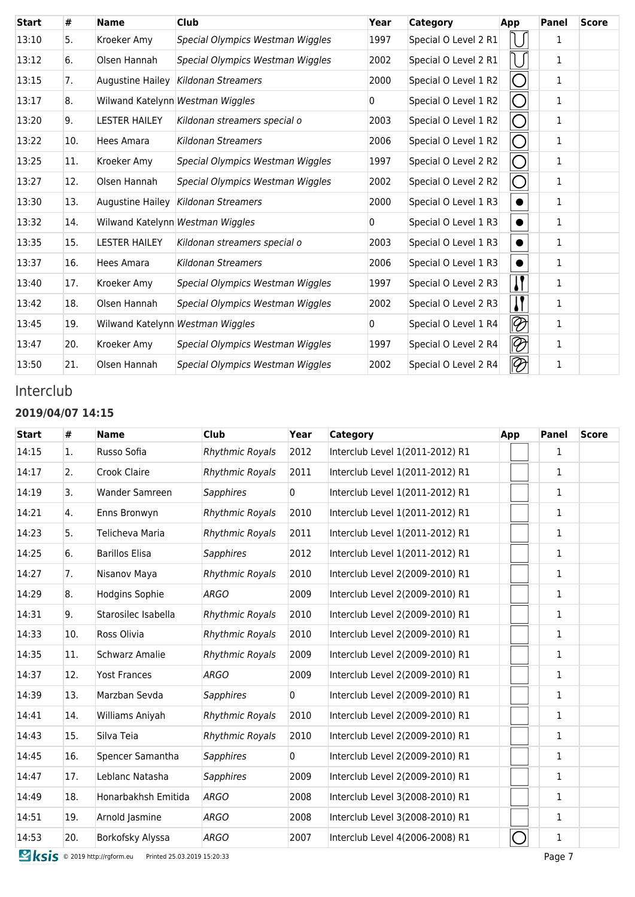| Start | # | Name | Club | Year | Category | App | Panel | Score |
|---|---|---|---|---|---|---|---|---|
| 13:10 | 5. | Kroeker Amy | *Special Olympics Westman Wiggles* | 1997 | Special O Level 2 R1 | | 1 | |
| 13:12 | 6. | Olsen Hannah | *Special Olympics Westman Wiggles* | 2002 | Special O Level 2 R1 | | 1 | |
| 13:15 | 7. | Augustine Hailey | *Kildonan Streamers* | 2000 | Special O Level 1 R2 | | 1 | |
| 13:17 | 8. | Wilwand Katelynn | *Westman Wiggles* | 0 | Special O Level 1 R2 | | 1 | |
| 13:20 | 9. | LESTER HAILEY | *Kildonan streamers special o* | 2003 | Special O Level 1 R2 | | 1 | |
| 13:22 | 10. | Hees Amara | *Kildonan Streamers* | 2006 | Special O Level 1 R2 | | 1 | |
| 13:25 | 11. | Kroeker Amy | *Special Olympics Westman Wiggles* | 1997 | Special O Level 2 R2 | | 1 | |
| 13:27 | 12. | Olsen Hannah | *Special Olympics Westman Wiggles* | 2002 | Special O Level 2 R2 | | 1 | |
| 13:30 | 13. | Augustine Hailey | *Kildonan Streamers* | 2000 | Special O Level 1 R3 | | 1 | |
| 13:32 | 14. | Wilwand Katelynn | *Westman Wiggles* | 0 | Special O Level 1 R3 | | 1 | |
| 13:35 | 15. | LESTER HAILEY | *Kildonan streamers special o* | 2003 | Special O Level 1 R3 | | 1 | |
| 13:37 | 16. | Hees Amara | *Kildonan Streamers* | 2006 | Special O Level 1 R3 | | 1 | |
| 13:40 | 17. | Kroeker Amy | *Special Olympics Westman Wiggles* | 1997 | Special O Level 2 R3 | | 1 | |
| 13:42 | 18. | Olsen Hannah | *Special Olympics Westman Wiggles* | 2002 | Special O Level 2 R3 | | 1 | |
| 13:45 | 19. | Wilwand Katelynn | *Westman Wiggles* | 0 | Special O Level 1 R4 | | 1 | |
| 13:47 | 20. | Kroeker Amy | *Special Olympics Westman Wiggles* | 1997 | Special O Level 2 R4 | | 1 | |
| 13:50 | 21. | Olsen Hannah | *Special Olympics Westman Wiggles* | 2002 | Special O Level 2 R4 | | 1 | |

# Interclub

### 2019/04/07 14:15

| Start | # | Name | Club | Year | Category | App | Panel | Score |
|---|---|---|---|---|---|---|---|---|
| 14:15 | 1. | Russo Sofia | *Rhythmic Royals* | 2012 | Interclub Level 1(2011-2012) R1 | | 1 | |
| 14:17 | 2. | Crook Claire | *Rhythmic Royals* | 2011 | Interclub Level 1(2011-2012) R1 | | 1 | |
| 14:19 | 3. | Wander Samreen | *Sapphires* | 0 | Interclub Level 1(2011-2012) R1 | | 1 | |
| 14:21 | 4. | Enns Bronwyn | *Rhythmic Royals* | 2010 | Interclub Level 1(2011-2012) R1 | | 1 | |
| 14:23 | 5. | Telicheva Maria | *Rhythmic Royals* | 2011 | Interclub Level 1(2011-2012) R1 | | 1 | |
| 14:25 | 6. | Barillos Elisa | *Sapphires* | 2012 | Interclub Level 1(2011-2012) R1 | | 1 | |
| 14:27 | 7. | Nisanov Maya | *Rhythmic Royals* | 2010 | Interclub Level 2(2009-2010) R1 | | 1 | |
| 14:29 | 8. | Hodgins Sophie | *ARGO* | 2009 | Interclub Level 2(2009-2010) R1 | | 1 | |
| 14:31 | 9. | Starosilec Isabella | *Rhythmic Royals* | 2010 | Interclub Level 2(2009-2010) R1 | | 1 | |
| 14:33 | 10. | Ross Olivia | *Rhythmic Royals* | 2010 | Interclub Level 2(2009-2010) R1 | | 1 | |
| 14:35 | 11. | Schwarz Amalie | *Rhythmic Royals* | 2009 | Interclub Level 2(2009-2010) R1 | | 1 | |
| 14:37 | 12. | Yost Frances | *ARGO* | 2009 | Interclub Level 2(2009-2010) R1 | | 1 | |
| 14:39 | 13. | Marzban Sevda | *Sapphires* | 0 | Interclub Level 2(2009-2010) R1 | | 1 | |
| 14:41 | 14. | Williams Aniyah | *Rhythmic Royals* | 2010 | Interclub Level 2(2009-2010) R1 | | 1 | |
| 14:43 | 15. | Silva Teia | *Rhythmic Royals* | 2010 | Interclub Level 2(2009-2010) R1 | | 1 | |
| 14:45 | 16. | Spencer Samantha | *Sapphires* | 0 | Interclub Level 2(2009-2010) R1 | | 1 | |
| 14:47 | 17. | Leblanc Natasha | *Sapphires* | 2009 | Interclub Level 2(2009-2010) R1 | | 1 | |
| 14:49 | 18. | Honarbakhsh Emitida | *ARGO* | 2008 | Interclub Level 3(2008-2010) R1 | | 1 | |
| 14:51 | 19. | Arnold Jasmine | *ARGO* | 2008 | Interclub Level 3(2008-2010) R1 | | 1 | |
| 14:53 | 20. | Borkofsky Alyssa | *ARGO* | 2007 | Interclub Level 4(2006-2008) R1 | | 1 | |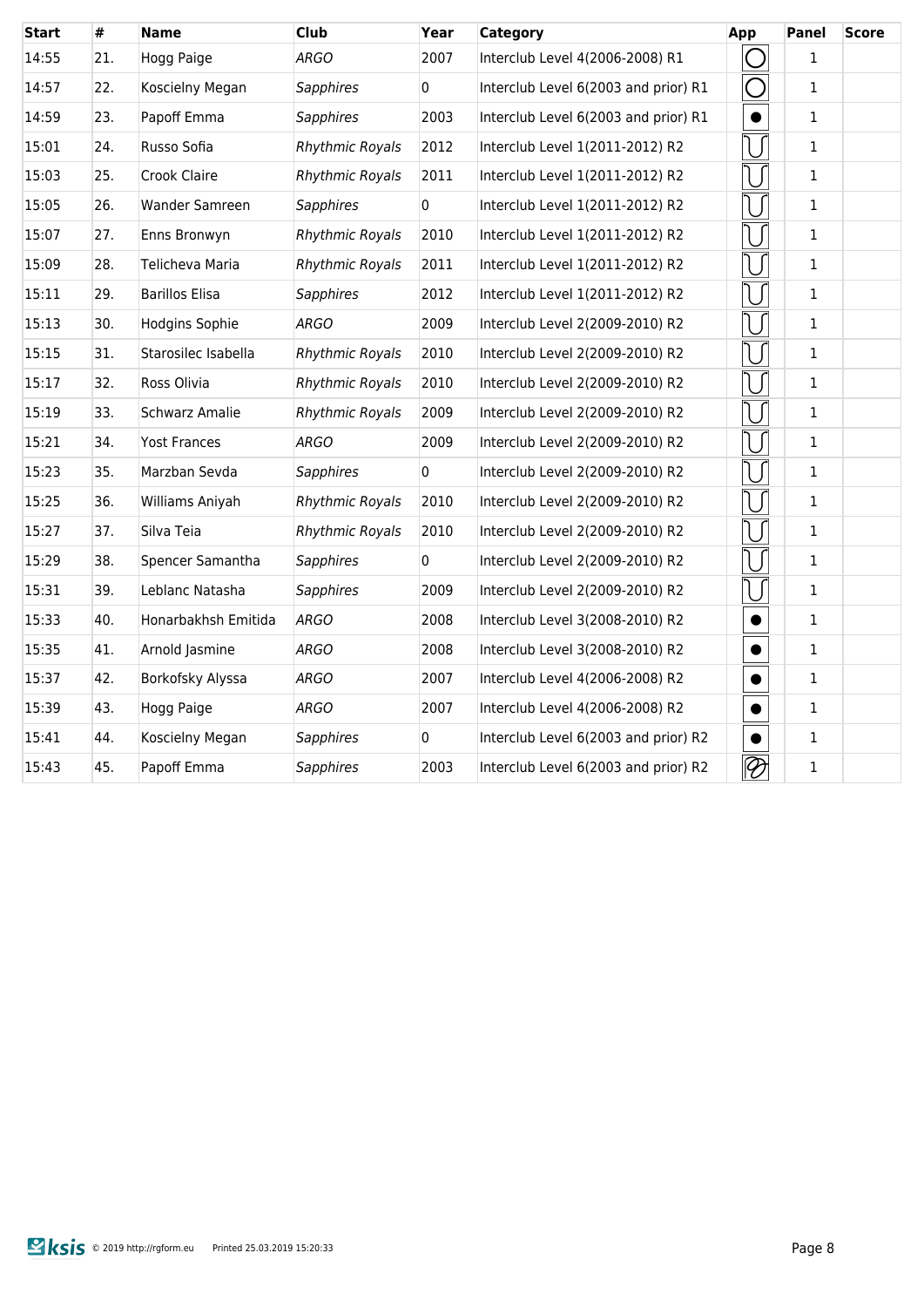| Start | # | Name | Club | Year | Category | App | Panel | Score |
|---|---|---|---|---|---|---|---|---|
| 14:55 | 21. | Hogg Paige | *ARGO* | 2007 | Interclub Level 4(2006-2008) R1 | ◯ | 1 | |
| 14:57 | 22. | Koscielny Megan | *Sapphires* | 0 | Interclub Level 6(2003 and prior) R1 | ◯ | 1 | |
| 14:59 | 23. | Papoff Emma | *Sapphires* | 2003 | Interclub Level 6(2003 and prior) R1 | ● | 1 | |
| 15:01 | 24. | Russo Sofia | *Rhythmic Royals* | 2012 | Interclub Level 1(2011-2012) R2 | ∪ | 1 | |
| 15:03 | 25. | Crook Claire | *Rhythmic Royals* | 2011 | Interclub Level 1(2011-2012) R2 | ∪ | 1 | |
| 15:05 | 26. | Wander Samreen | *Sapphires* | 0 | Interclub Level 1(2011-2012) R2 | ∪ | 1 | |
| 15:07 | 27. | Enns Bronwyn | *Rhythmic Royals* | 2010 | Interclub Level 1(2011-2012) R2 | ∪ | 1 | |
| 15:09 | 28. | Telicheva Maria | *Rhythmic Royals* | 2011 | Interclub Level 1(2011-2012) R2 | ∪ | 1 | |
| 15:11 | 29. | Barillos Elisa | *Sapphires* | 2012 | Interclub Level 1(2011-2012) R2 | ∪ | 1 | |
| 15:13 | 30. | Hodgins Sophie | *ARGO* | 2009 | Interclub Level 2(2009-2010) R2 | ∪ | 1 | |
| 15:15 | 31. | Starosilec Isabella | *Rhythmic Royals* | 2010 | Interclub Level 2(2009-2010) R2 | ∪ | 1 | |
| 15:17 | 32. | Ross Olivia | *Rhythmic Royals* | 2010 | Interclub Level 2(2009-2010) R2 | ∪ | 1 | |
| 15:19 | 33. | Schwarz Amalie | *Rhythmic Royals* | 2009 | Interclub Level 2(2009-2010) R2 | ∪ | 1 | |
| 15:21 | 34. | Yost Frances | *ARGO* | 2009 | Interclub Level 2(2009-2010) R2 | ∪ | 1 | |
| 15:23 | 35. | Marzban Sevda | *Sapphires* | 0 | Interclub Level 2(2009-2010) R2 | ∪ | 1 | |
| 15:25 | 36. | Williams Aniyah | *Rhythmic Royals* | 2010 | Interclub Level 2(2009-2010) R2 | ∪ | 1 | |
| 15:27 | 37. | Silva Teia | *Rhythmic Royals* | 2010 | Interclub Level 2(2009-2010) R2 | ∪ | 1 | |
| 15:29 | 38. | Spencer Samantha | *Sapphires* | 0 | Interclub Level 2(2009-2010) R2 | ∪ | 1 | |
| 15:31 | 39. | Leblanc Natasha | *Sapphires* | 2009 | Interclub Level 2(2009-2010) R2 | ∪ | 1 | |
| 15:33 | 40. | Honarbakhsh Emitida | *ARGO* | 2008 | Interclub Level 3(2008-2010) R2 | ● | 1 | |
| 15:35 | 41. | Arnold Jasmine | *ARGO* | 2008 | Interclub Level 3(2008-2010) R2 | ● | 1 | |
| 15:37 | 42. | Borkofsky Alyssa | *ARGO* | 2007 | Interclub Level 4(2006-2008) R2 | ● | 1 | |
| 15:39 | 43. | Hogg Paige | *ARGO* | 2007 | Interclub Level 4(2006-2008) R2 | ● | 1 | |
| 15:41 | 44. | Koscielny Megan | *Sapphires* | 0 | Interclub Level 6(2003 and prior) R2 | ● | 1 | |
| 15:43 | 45. | Papoff Emma | *Sapphires* | 2003 | Interclub Level 6(2003 and prior) R2 | ∅ | 1 | |

© 2019 http://rgform.eu Printed 25.03.2019 15:20:33